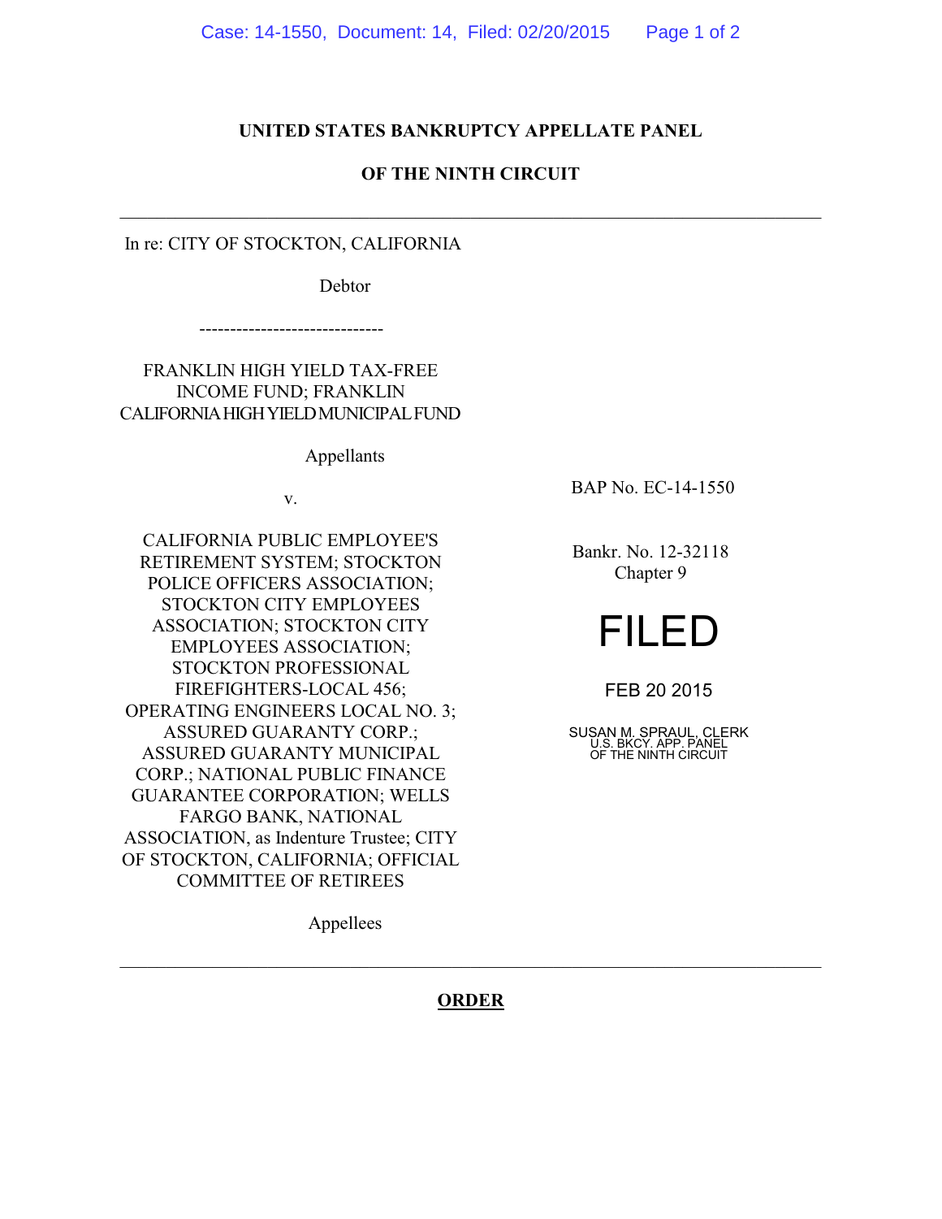**UNITED STATES BANKRUPTCY APPELLATE PANEL**

**OF THE NINTH CIRCUIT**

---

In re: CITY OF STOCKTON, CALIFORNIA

Debtor

------------------------------

FRANKLIN HIGH YIELD TAX-FREE INCOME FUND; FRANKLIN CALIFORNIA HIGH YIELD MUNICIPAL FUND

Appellants

v.

CALIFORNIA PUBLIC EMPLOYEE'S RETIREMENT SYSTEM; STOCKTON POLICE OFFICERS ASSOCIATION; STOCKTON CITY EMPLOYEES ASSOCIATION; STOCKTON CITY EMPLOYEES ASSOCIATION; STOCKTON PROFESSIONAL FIREFIGHTERS-LOCAL 456; OPERATING ENGINEERS LOCAL NO. 3; ASSURED GUARANTY CORP.; ASSURED GUARANTY MUNICIPAL CORP.; NATIONAL PUBLIC FINANCE GUARANTEE CORPORATION; WELLS FARGO BANK, NATIONAL ASSOCIATION, as Indenture Trustee; CITY OF STOCKTON, CALIFORNIA; OFFICIAL COMMITTEE OF RETIREES

Appellees

BAP No. EC-14-1550

Bankr. No. 12-32118
Chapter 9

FILED

FEB 20 2015

SUSAN M. SPRAUL, CLERK
U.S. BKCY. APP. PANEL
OF THE NINTH CIRCUIT

---

**ORDER**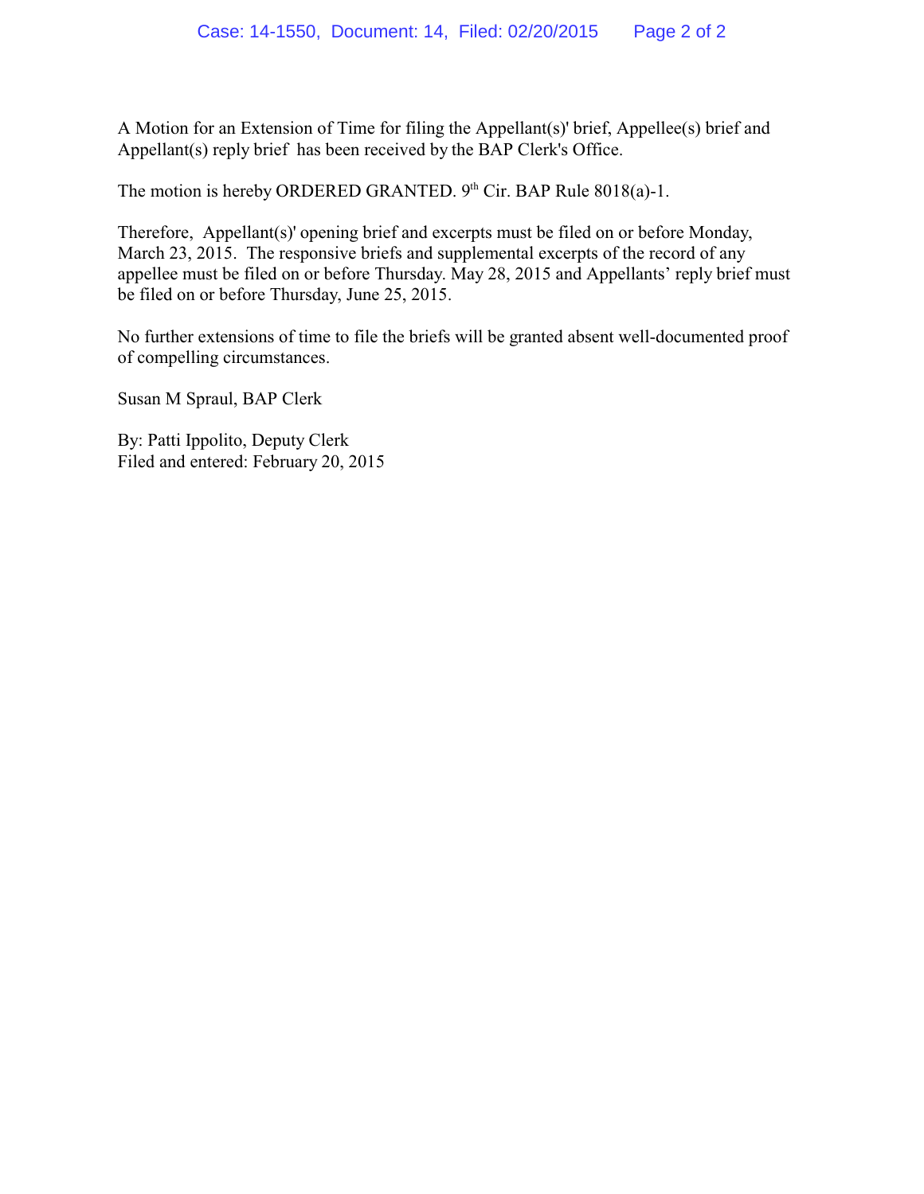A Motion for an Extension of Time for filing the Appellant(s)' brief, Appellee(s) brief and Appellant(s) reply brief has been received by the BAP Clerk's Office.

The motion is hereby ORDERED GRANTED. 9th Cir. BAP Rule 8018(a)-1.

Therefore, Appellant(s)' opening brief and excerpts must be filed on or before Monday, March 23, 2015. The responsive briefs and supplemental excerpts of the record of any appellee must be filed on or before Thursday. May 28, 2015 and Appellants' reply brief must be filed on or before Thursday, June 25, 2015.

No further extensions of time to file the briefs will be granted absent well-documented proof of compelling circumstances.

Susan M Spraul, BAP Clerk

By: Patti Ippolito, Deputy Clerk
Filed and entered: February 20, 2015